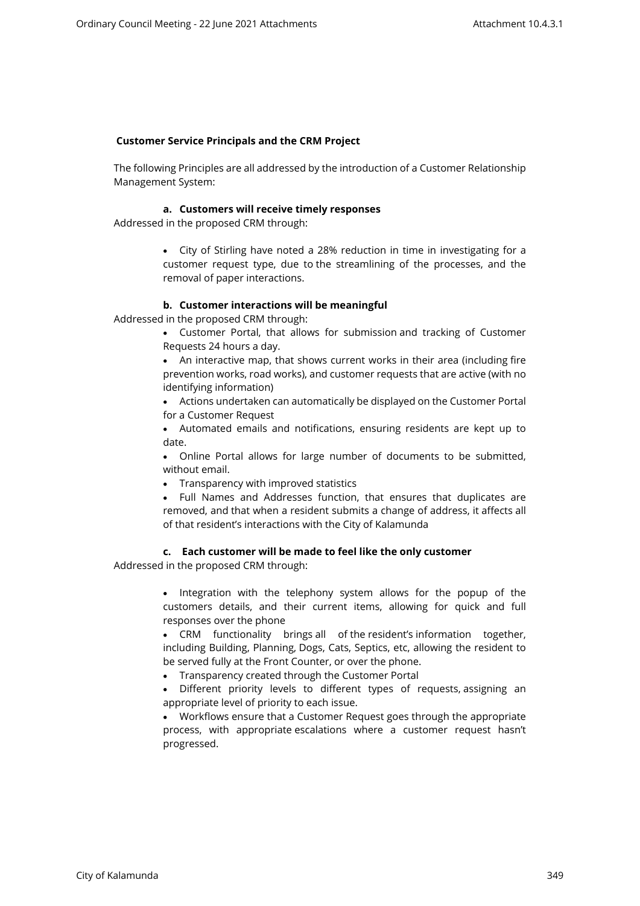## Customer Service Principals and the CRM Project

The following Principles are all addressed by the introduction of a Customer Relationship Management System:

### a. Customers will receive timely responses

Addressed in the proposed CRM through:

- City of Stirling have noted a 28% reduction in time in investigating for a customer request type, due to the streamlining of the processes, and the removal of paper interactions.

### b. Customer interactions will be meaningful

Addressed in the proposed CRM through:

- Customer Portal, that allows for submission and tracking of Customer Requests 24 hours a day.
- An interactive map, that shows current works in their area (including fire prevention works, road works), and customer requests that are active (with no identifying information)
- Actions undertaken can automatically be displayed on the Customer Portal for a Customer Request
- Automated emails and notifications, ensuring residents are kept up to date.
- Online Portal allows for large number of documents to be submitted, without email.
- Transparency with improved statistics
- Full Names and Addresses function, that ensures that duplicates are removed, and that when a resident submits a change of address, it affects all of that resident's interactions with the City of Kalamunda

### c. Each customer will be made to feel like the only customer

Addressed in the proposed CRM through:

- Integration with the telephony system allows for the popup of the customers details, and their current items, allowing for quick and full responses over the phone
- CRM functionality brings all of the resident's information together, including Building, Planning, Dogs, Cats, Septics, etc, allowing the resident to be served fully at the Front Counter, or over the phone.
- Transparency created through the Customer Portal
- Different priority levels to different types of requests, assigning an appropriate level of priority to each issue.
- Workflows ensure that a Customer Request goes through the appropriate process, with appropriate escalations where a customer request hasn't progressed.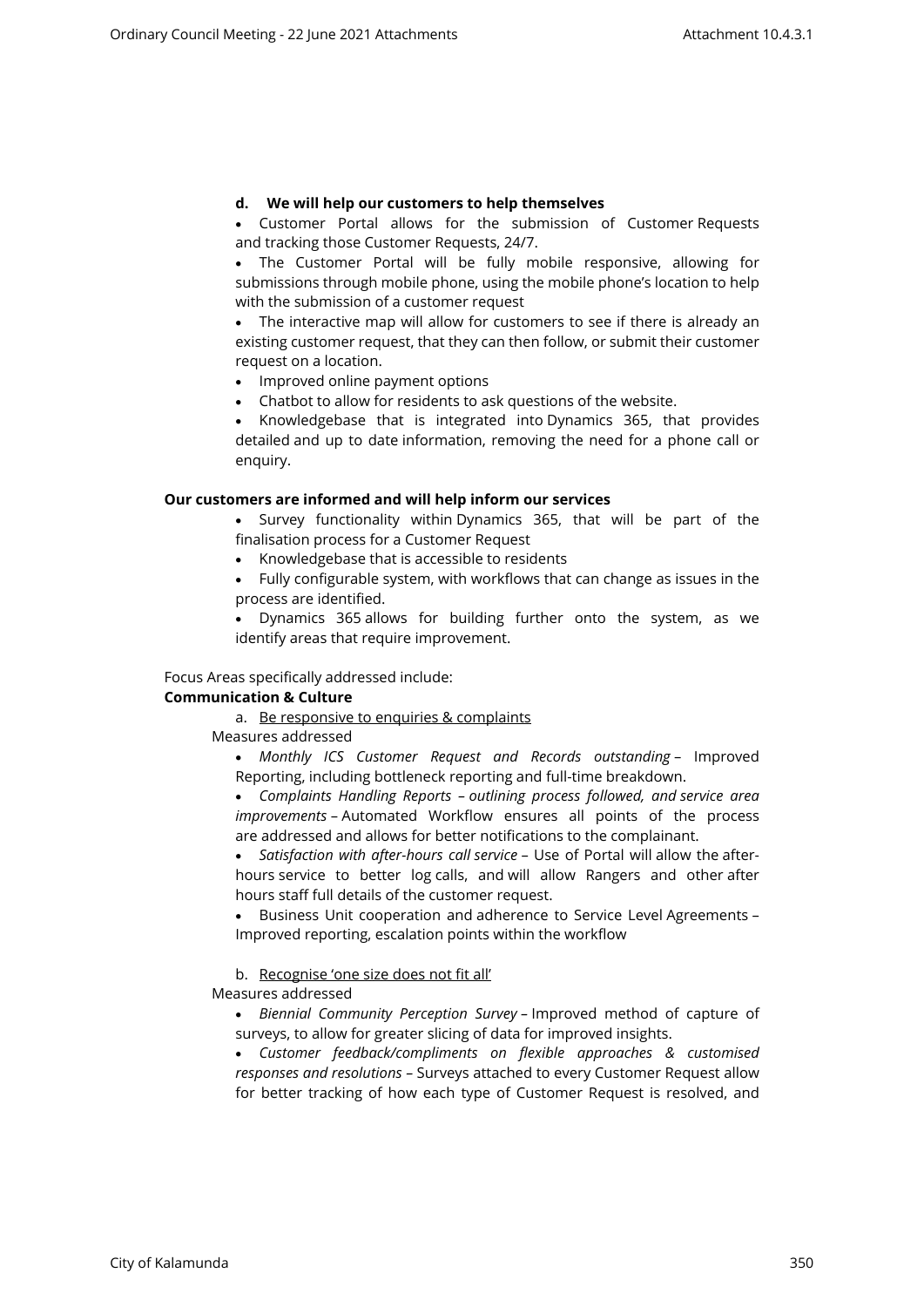**d. We will help our customers to help themselves**

- Customer Portal allows for the submission of Customer Requests and tracking those Customer Requests, 24/7.
- The Customer Portal will be fully mobile responsive, allowing for submissions through mobile phone, using the mobile phone's location to help with the submission of a customer request
- The interactive map will allow for customers to see if there is already an existing customer request, that they can then follow, or submit their customer request on a location.
- Improved online payment options
- Chatbot to allow for residents to ask questions of the website.
- Knowledgebase that is integrated into Dynamics 365, that provides detailed and up to date information, removing the need for a phone call or enquiry.

**Our customers are informed and will help inform our services**

- Survey functionality within Dynamics 365, that will be part of the finalisation process for a Customer Request
- Knowledgebase that is accessible to residents
- Fully configurable system, with workflows that can change as issues in the process are identified.
- Dynamics 365 allows for building further onto the system, as we identify areas that require improvement.

Focus Areas specifically addressed include:

**Communication & Culture**

a. Be responsive to enquiries & complaints

Measures addressed

- *Monthly ICS Customer Request and Records outstanding* – Improved Reporting, including bottleneck reporting and full-time breakdown.
- *Complaints Handling Reports – outlining process followed, and service area improvements* – Automated Workflow ensures all points of the process are addressed and allows for better notifications to the complainant.
- *Satisfaction with after-hours call service* – Use of Portal will allow the after-hours service to better log calls, and will allow Rangers and other after hours staff full details of the customer request.
- Business Unit cooperation and adherence to Service Level Agreements – Improved reporting, escalation points within the workflow

b. Recognise 'one size does not fit all'

Measures addressed

- *Biennial Community Perception Survey* – Improved method of capture of surveys, to allow for greater slicing of data for improved insights.
- *Customer feedback/compliments on flexible approaches & customised responses and resolutions* – Surveys attached to every Customer Request allow for better tracking of how each type of Customer Request is resolved, and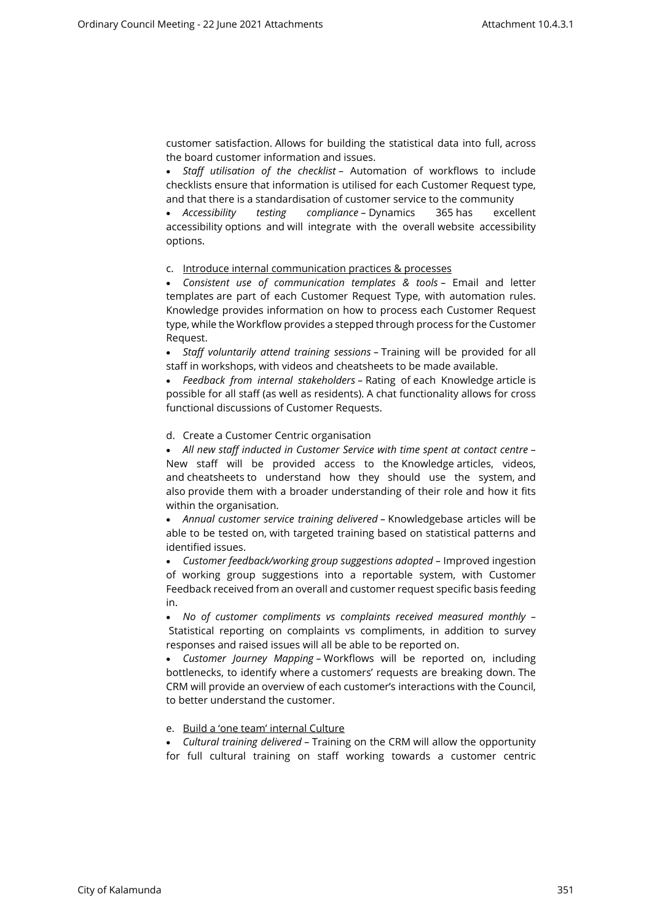customer satisfaction. Allows for building the statistical data into full, across the board customer information and issues.

- *Staff utilisation of the checklist* – Automation of workflows to include checklists ensure that information is utilised for each Customer Request type, and that there is a standardisation of customer service to the community
- *Accessibility testing compliance* – Dynamics 365 has excellent accessibility options and will integrate with the overall website accessibility options.

c. Introduce internal communication practices & processes

- *Consistent use of communication templates & tools* – Email and letter templates are part of each Customer Request Type, with automation rules. Knowledge provides information on how to process each Customer Request type, while the Workflow provides a stepped through process for the Customer Request.
- *Staff voluntarily attend training sessions* – Training will be provided for all staff in workshops, with videos and cheatsheets to be made available.
- *Feedback from internal stakeholders* – Rating of each Knowledge article is possible for all staff (as well as residents). A chat functionality allows for cross functional discussions of Customer Requests.

d. Create a Customer Centric organisation

- *All new staff inducted in Customer Service with time spent at contact centre* – New staff will be provided access to the Knowledge articles, videos, and cheatsheets to understand how they should use the system, and also provide them with a broader understanding of their role and how it fits within the organisation.
- *Annual customer service training delivered* – Knowledgebase articles will be able to be tested on, with targeted training based on statistical patterns and identified issues.
- *Customer feedback/working group suggestions adopted* – Improved ingestion of working group suggestions into a reportable system, with Customer Feedback received from an overall and customer request specific basis feeding in.
- *No of customer compliments vs complaints received measured monthly* – Statistical reporting on complaints vs compliments, in addition to survey responses and raised issues will all be able to be reported on.
- *Customer Journey Mapping* – Workflows will be reported on, including bottlenecks, to identify where a customers' requests are breaking down. The CRM will provide an overview of each customer's interactions with the Council, to better understand the customer.

e. Build a 'one team' internal Culture

- *Cultural training delivered* – Training on the CRM will allow the opportunity for full cultural training on staff working towards a customer centric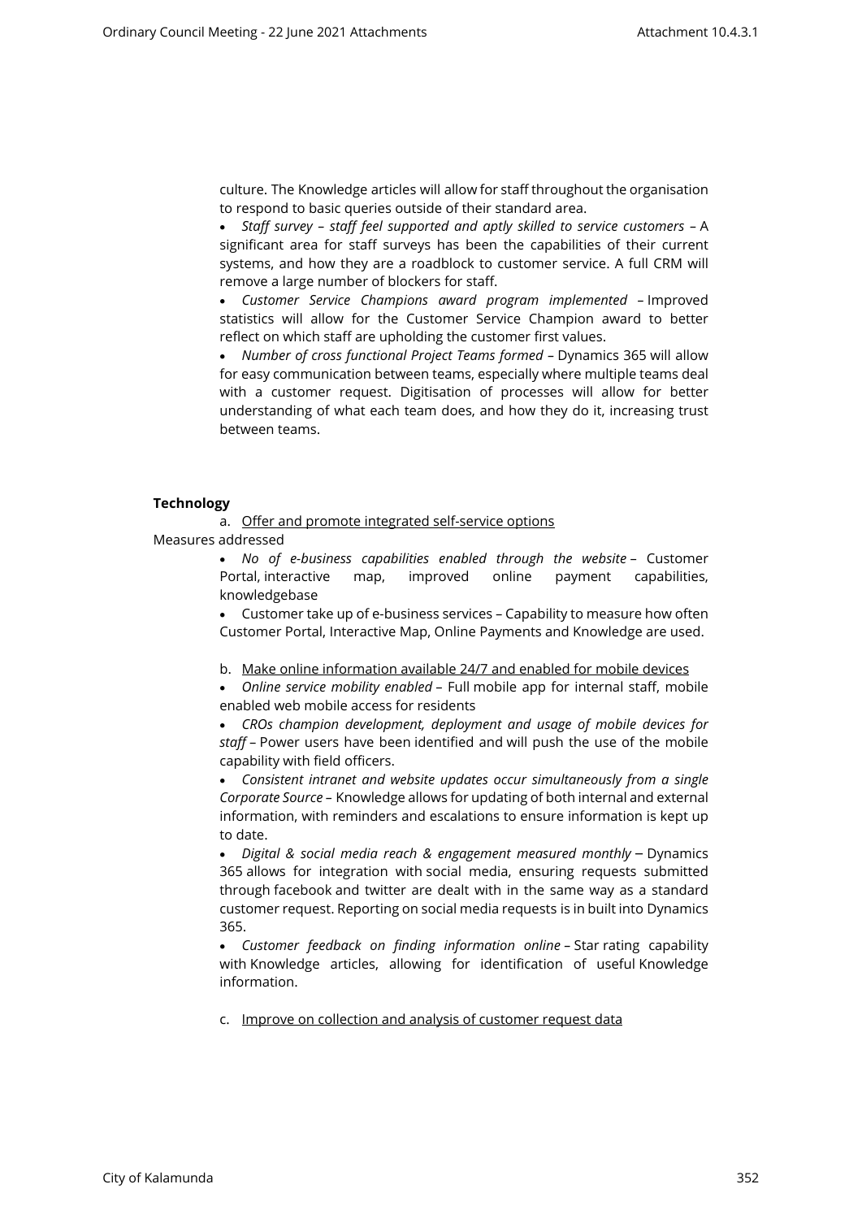culture. The Knowledge articles will allow for staff throughout the organisation to respond to basic queries outside of their standard area.

- *Staff survey – staff feel supported and aptly skilled to service customers* – A significant area for staff surveys has been the capabilities of their current systems, and how they are a roadblock to customer service. A full CRM will remove a large number of blockers for staff.
- *Customer Service Champions award program implemented* – Improved statistics will allow for the Customer Service Champion award to better reflect on which staff are upholding the customer first values.
- *Number of cross functional Project Teams formed* – Dynamics 365 will allow for easy communication between teams, especially where multiple teams deal with a customer request. Digitisation of processes will allow for better understanding of what each team does, and how they do it, increasing trust between teams.

**Technology**

a. Offer and promote integrated self-service options

Measures addressed

- *No of e-business capabilities enabled through the website* – Customer Portal, interactive map, improved online payment capabilities, knowledgebase
- Customer take up of e-business services – Capability to measure how often Customer Portal, Interactive Map, Online Payments and Knowledge are used.

b. Make online information available 24/7 and enabled for mobile devices

- *Online service mobility enabled* – Full mobile app for internal staff, mobile enabled web mobile access for residents
- *CROs champion development, deployment and usage of mobile devices for staff* – Power users have been identified and will push the use of the mobile capability with field officers.
- *Consistent intranet and website updates occur simultaneously from a single Corporate Source* – Knowledge allows for updating of both internal and external information, with reminders and escalations to ensure information is kept up to date.
- *Digital & social media reach & engagement measured monthly* – Dynamics 365 allows for integration with social media, ensuring requests submitted through facebook and twitter are dealt with in the same way as a standard customer request. Reporting on social media requests is in built into Dynamics 365.
- *Customer feedback on finding information online* – Star rating capability with Knowledge articles, allowing for identification of useful Knowledge information.

c. Improve on collection and analysis of customer request data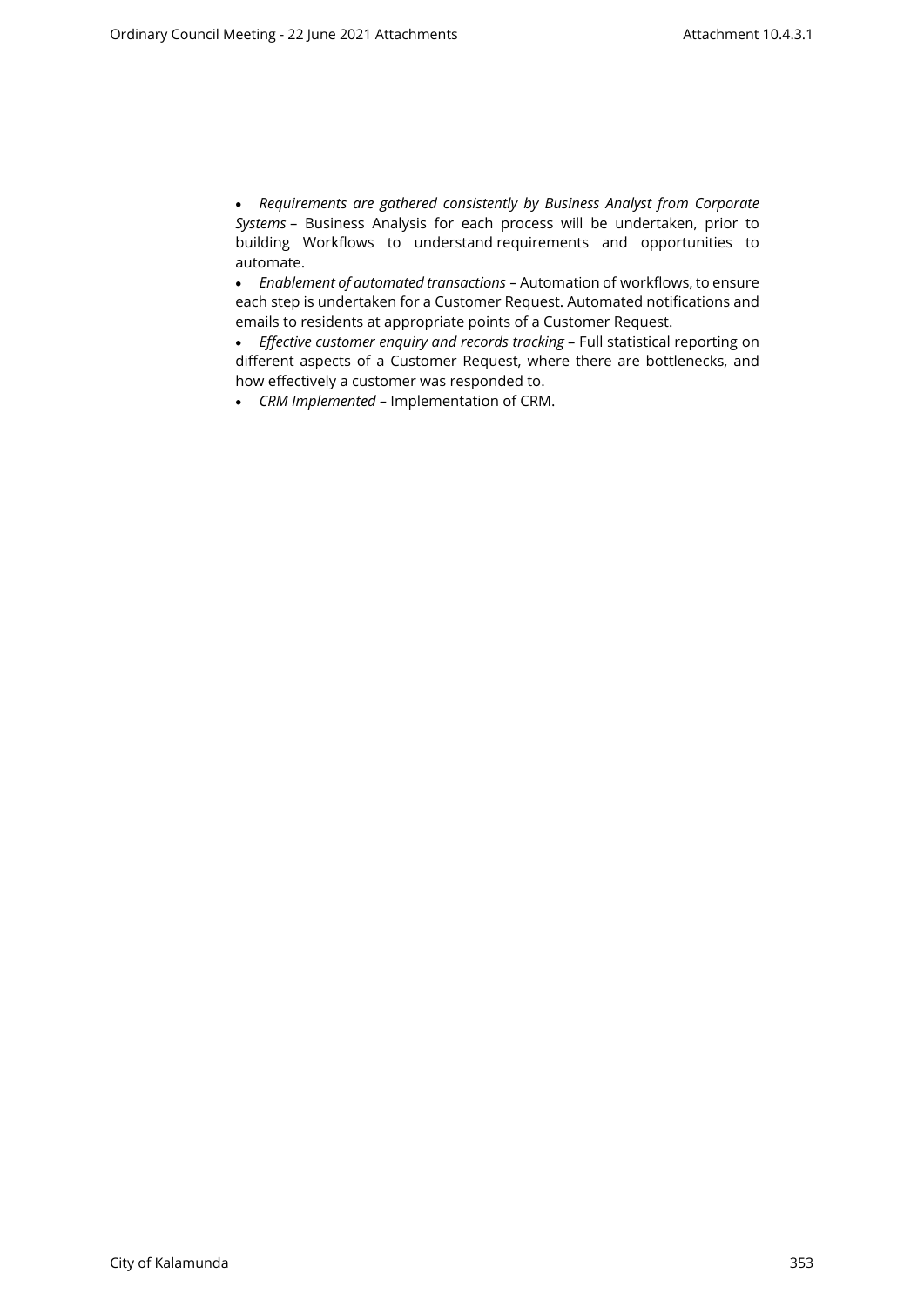- *Requirements are gathered consistently by Business Analyst from Corporate Systems* – Business Analysis for each process will be undertaken, prior to building Workflows to understand requirements and opportunities to automate.
- *Enablement of automated transactions* – Automation of workflows, to ensure each step is undertaken for a Customer Request. Automated notifications and emails to residents at appropriate points of a Customer Request.
- *Effective customer enquiry and records tracking* – Full statistical reporting on different aspects of a Customer Request, where there are bottlenecks, and how effectively a customer was responded to.
- *CRM Implemented* – Implementation of CRM.